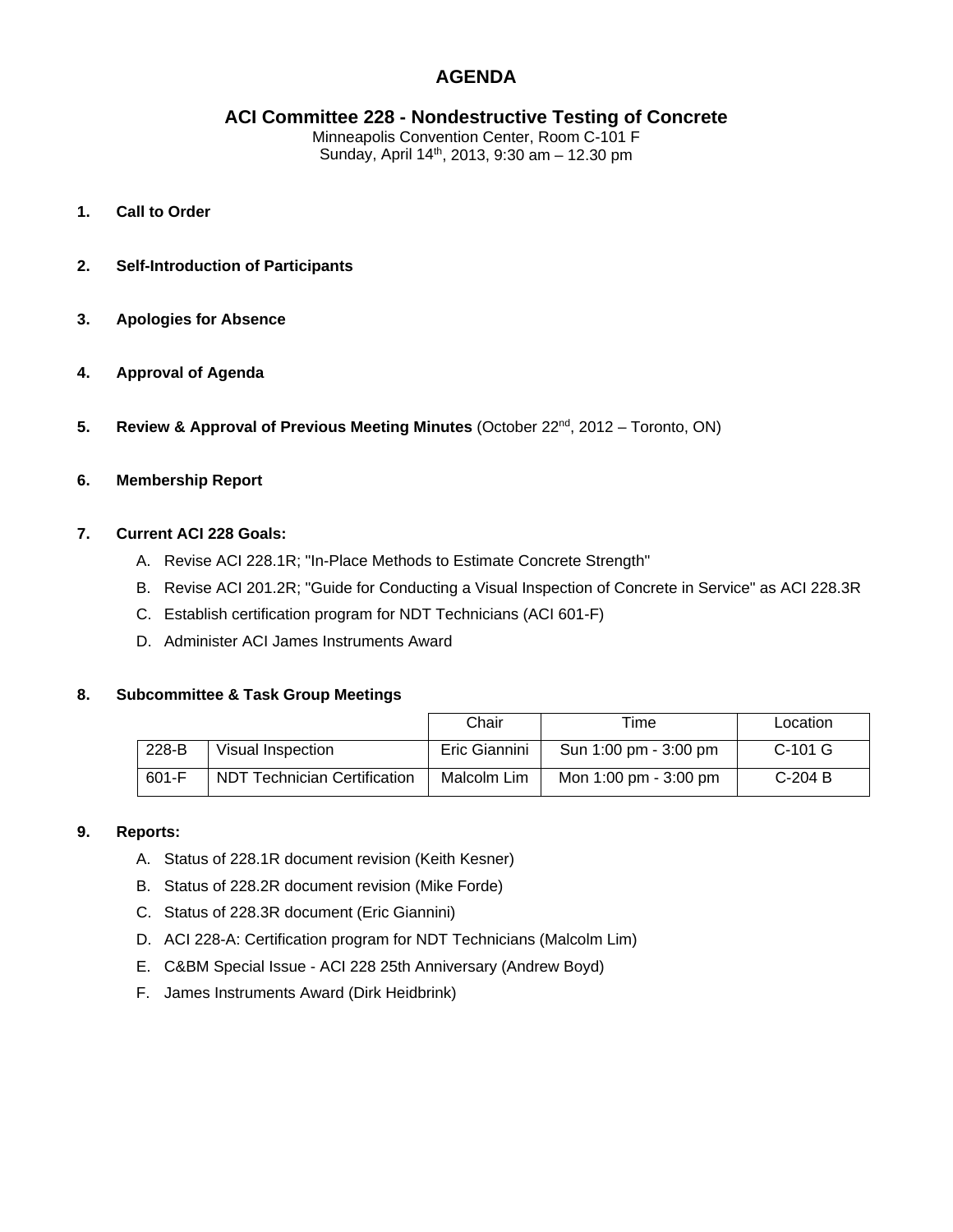# AGENDA

## ACI Committee 228 - Nondestructive Testing of Concrete

Minneapolis Convention Center, Room C-101 F
Sunday, April 14th, 2013, 9:30 am – 12.30 pm

1. **Call to Order**

2. **Self-Introduction of Participants**

3. **Apologies for Absence**

4. **Approval of Agenda**

5. **Review & Approval of Previous Meeting Minutes** (October 22nd, 2012 – Toronto, ON)

6. **Membership Report**

7. **Current ACI 228 Goals:**
   - A. Revise ACI 228.1R; "In-Place Methods to Estimate Concrete Strength"
   - B. Revise ACI 201.2R; "Guide for Conducting a Visual Inspection of Concrete in Service" as ACI 228.3R
   - C. Establish certification program for NDT Technicians (ACI 601-F)
   - D. Administer ACI James Instruments Award

8. **Subcommittee & Task Group Meetings**

| | | Chair | Time | Location |
|---|---|---|---|---|
| 228-B | Visual Inspection | Eric Giannini | Sun 1:00 pm - 3:00 pm | C-101 G |
| 601-F | NDT Technician Certification | Malcolm Lim | Mon 1:00 pm - 3:00 pm | C-204 B |

9. **Reports:**
   - A. Status of 228.1R document revision (Keith Kesner)
   - B. Status of 228.2R document revision (Mike Forde)
   - C. Status of 228.3R document (Eric Giannini)
   - D. ACI 228-A: Certification program for NDT Technicians (Malcolm Lim)
   - E. C&BM Special Issue - ACI 228 25th Anniversary (Andrew Boyd)
   - F. James Instruments Award (Dirk Heidbrink)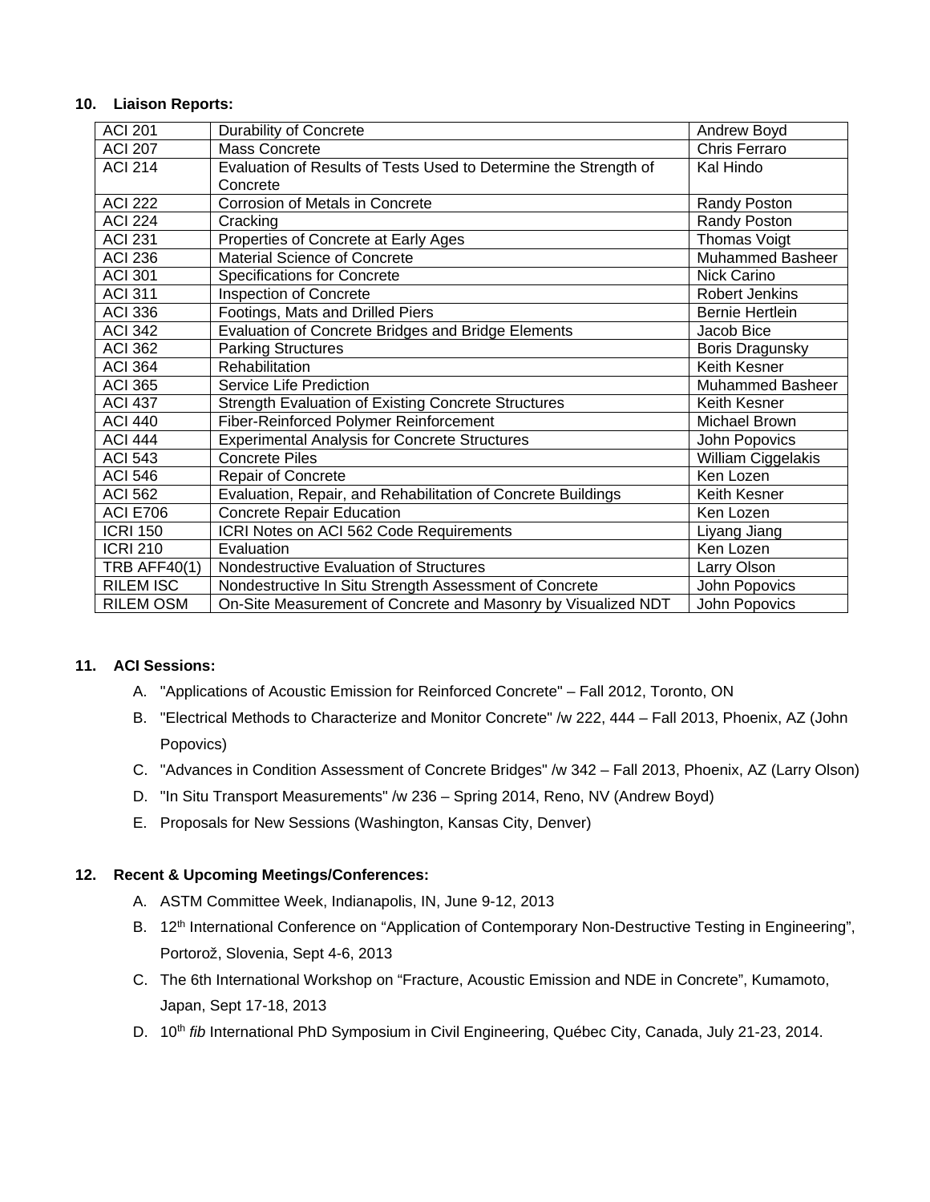**10. Liaison Reports:**

| ACI 201 | Durability of Concrete | Andrew Boyd |
|---|---|---|
| ACI 207 | Mass Concrete | Chris Ferraro |
| ACI 214 | Evaluation of Results of Tests Used to Determine the Strength of Concrete | Kal Hindo |
| ACI 222 | Corrosion of Metals in Concrete | Randy Poston |
| ACI 224 | Cracking | Randy Poston |
| ACI 231 | Properties of Concrete at Early Ages | Thomas Voigt |
| ACI 236 | Material Science of Concrete | Muhammed Basheer |
| ACI 301 | Specifications for Concrete | Nick Carino |
| ACI 311 | Inspection of Concrete | Robert Jenkins |
| ACI 336 | Footings, Mats and Drilled Piers | Bernie Hertlein |
| ACI 342 | Evaluation of Concrete Bridges and Bridge Elements | Jacob Bice |
| ACI 362 | Parking Structures | Boris Dragunsky |
| ACI 364 | Rehabilitation | Keith Kesner |
| ACI 365 | Service Life Prediction | Muhammed Basheer |
| ACI 437 | Strength Evaluation of Existing Concrete Structures | Keith Kesner |
| ACI 440 | Fiber-Reinforced Polymer Reinforcement | Michael Brown |
| ACI 444 | Experimental Analysis for Concrete Structures | John Popovics |
| ACI 543 | Concrete Piles | William Ciggelakis |
| ACI 546 | Repair of Concrete | Ken Lozen |
| ACI 562 | Evaluation, Repair, and Rehabilitation of Concrete Buildings | Keith Kesner |
| ACI E706 | Concrete Repair Education | Ken Lozen |
| ICRI 150 | ICRI Notes on ACI 562 Code Requirements | Liyang Jiang |
| ICRI 210 | Evaluation | Ken Lozen |
| TRB AFF40(1) | Nondestructive Evaluation of Structures | Larry Olson |
| RILEM ISC | Nondestructive In Situ Strength Assessment of Concrete | John Popovics |
| RILEM OSM | On-Site Measurement of Concrete and Masonry by Visualized NDT | John Popovics |

**11. ACI Sessions:**

A. "Applications of Acoustic Emission for Reinforced Concrete" – Fall 2012, Toronto, ON

B. "Electrical Methods to Characterize and Monitor Concrete" /w 222, 444 – Fall 2013, Phoenix, AZ (John Popovics)

C. "Advances in Condition Assessment of Concrete Bridges" /w 342 – Fall 2013, Phoenix, AZ (Larry Olson)

D. "In Situ Transport Measurements" /w 236 – Spring 2014, Reno, NV (Andrew Boyd)

E. Proposals for New Sessions (Washington, Kansas City, Denver)

**12. Recent & Upcoming Meetings/Conferences:**

A. ASTM Committee Week, Indianapolis, IN, June 9-12, 2013

B. 12th International Conference on "Application of Contemporary Non-Destructive Testing in Engineering", Portorož, Slovenia, Sept 4-6, 2013

C. The 6th International Workshop on "Fracture, Acoustic Emission and NDE in Concrete", Kumamoto, Japan, Sept 17-18, 2013

D. 10th *fib* International PhD Symposium in Civil Engineering, Québec City, Canada, July 21-23, 2014.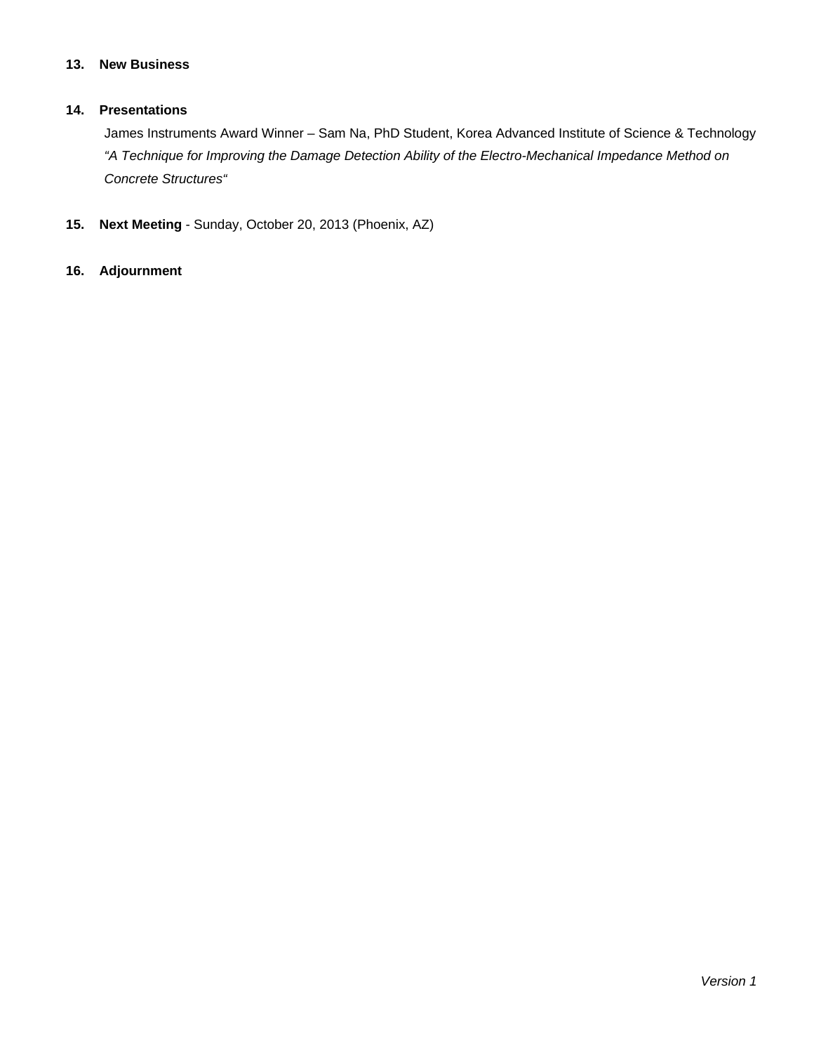**13. New Business**

**14. Presentations**

James Instruments Award Winner – Sam Na, PhD Student, Korea Advanced Institute of Science & Technology
*"A Technique for Improving the Damage Detection Ability of the Electro-Mechanical Impedance Method on Concrete Structures"*

**15. Next Meeting** - Sunday, October 20, 2013 (Phoenix, AZ)

**16. Adjournment**

*Version 1*